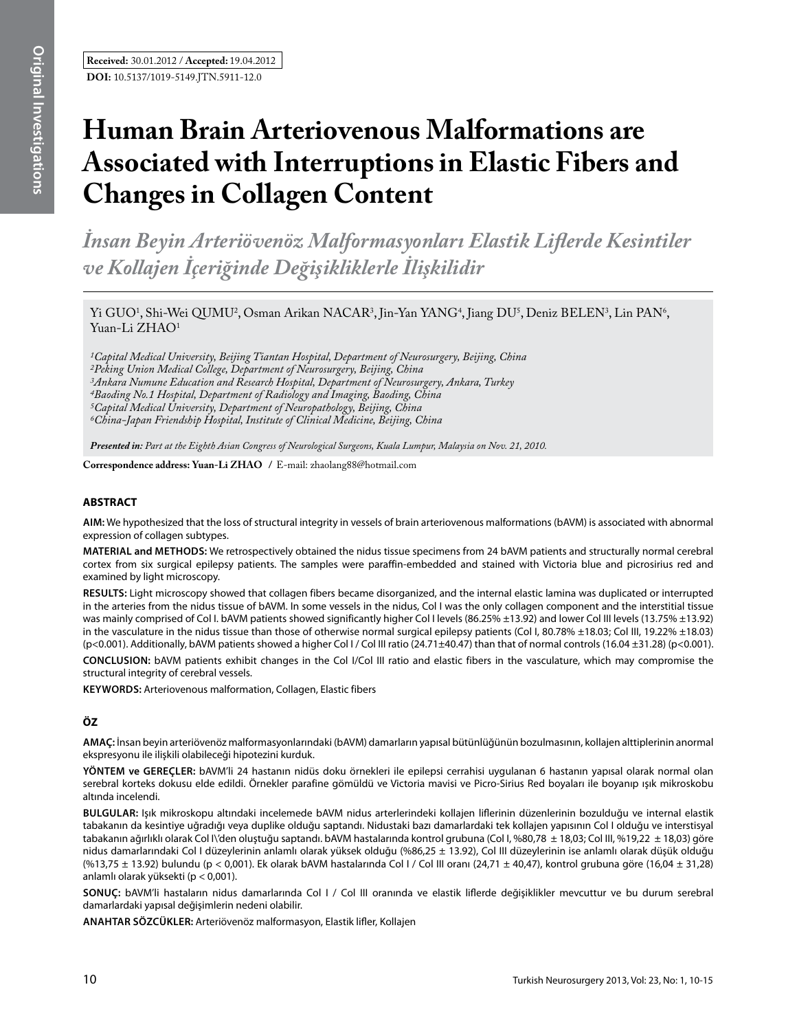**Received:** 30.01.2012 / **Accepted:** 19.04.2012

**DOI:** 10.5137/1019-5149.JTN.5911-12.0

# Human Brain Arteriovenous Malformations are Associated with Interruptions in Elastic Fibers and Changes in Collagen Content

## *İnsan Beyin Arteriövenöz Malformasyonları Elastik Liflerde Kesintiler ve Kollajen İçeriğinde Değişikliklerle İlişkilidir*

Yi GUO[1], Shi-Wei QUMU[2], Osman Arikan NACAR[3], Jin-Yan YANG[4], Jiang DU[5], Deniz BELEN[3], Lin PAN[6], Yuan-Li ZHAO[1]

*[1]Capital Medical University, Beijing Tiantan Hospital, Department of Neurosurgery, Beijing, China*
*[2]Peking Union Medical College, Department of Neurosurgery, Beijing, China*
*[3]Ankara Numune Education and Research Hospital, Department of Neurosurgery, Ankara, Turkey*
*[4]Baoding No.1 Hospital, Department of Radiology and Imaging, Baoding, China*
*[5]Capital Medical University, Department of Neuropathology, Beijing, China*
*[6]China-Japan Friendship Hospital, Institute of Clinical Medicine, Beijing, China*

***Presented in:** Part at the Eighth Asian Congress of Neurological Surgeons, Kuala Lumpur, Malaysia on Nov. 21, 2010.*

**Correspondence address: Yuan-Li ZHAO** / E-mail: zhaolang88@hotmail.com

## ABSTRACT

**AIM:** We hypothesized that the loss of structural integrity in vessels of brain arteriovenous malformations (bAVM) is associated with abnormal expression of collagen subtypes.

**MATERIAL and METHODS:** We retrospectively obtained the nidus tissue specimens from 24 bAVM patients and structurally normal cerebral cortex from six surgical epilepsy patients. The samples were paraffin-embedded and stained with Victoria blue and picrosirius red and examined by light microscopy.

**RESULTS:** Light microscopy showed that collagen fibers became disorganized, and the internal elastic lamina was duplicated or interrupted in the arteries from the nidus tissue of bAVM. In some vessels in the nidus, Col I was the only collagen component and the interstitial tissue was mainly comprised of Col I. bAVM patients showed significantly higher Col I levels (86.25% ±13.92) and lower Col III levels (13.75% ±13.92) in the vasculature in the nidus tissue than those of otherwise normal surgical epilepsy patients (Col I, 80.78% ±18.03; Col III, 19.22% ±18.03) (p<0.001). Additionally, bAVM patients showed a higher Col I / Col III ratio (24.71±40.47) than that of normal controls (16.04 ±31.28) (p<0.001).

**CONCLUSION:** bAVM patients exhibit changes in the Col I/Col III ratio and elastic fibers in the vasculature, which may compromise the structural integrity of cerebral vessels.

**KEYWORDS:** Arteriovenous malformation, Collagen, Elastic fibers

## ÖZ

**AMAÇ:** İnsan beyin arteriövenöz malformasyonlarındaki (bAVM) damarların yapısal bütünlüğünün bozulmasının, kollajen altiplerinin anormal ekspresyonu ile ilişkili olabileceği hipotezini kurduk.

**YÖNTEM ve GEREÇLER:** bAVM'li 24 hastanın nidüs doku örnekleri ile epilepsi cerrahisi uygulanan 6 hastanın yapısal olarak normal olan serebral korteks dokusu elde edildi. Örnekler parafine gömüldü ve Victoria mavisi ve Picro-Sirius Red boyaları ile boyanıp ışık mikroskobu altında incelendi.

**BULGULAR:** Işık mikroskopu altındaki incelemede bAVM nidus arterlerindeki kollajen liflerinin düzenlerinin bozulduğu ve internal elastik tabakanın da kesintiye uğradığı veya duplike olduğu saptandı. Nidustaki bazı damarlardaki tek kollajen yapısının Col I olduğu ve interstisyal tabakanın ağırlıklı olarak Col I\'den oluştuğu saptandı. bAVM hastalarında kontrol grubuna (Col I, %80,78 ± 18,03; Col III, %19,22 ± 18,03) göre nidus damarlarındaki Col I düzeylerinin anlamlı olarak yüksek olduğu (%86,25 ± 13.92), Col III düzeylerinin ise anlamlı olarak düşük olduğu (%13,75 ± 13.92) bulundu (p < 0,001). Ek olarak bAVM hastalarında Col I / Col III oranı (24,71 ± 40,47), kontrol grubuna göre (16,04 ± 31,28) anlamlı olarak yüksekti (p < 0,001).

**SONUÇ:** bAVM'li hastaların nidus damarlarında Col I / Col III oranında ve elastik liflerde değişiklikler mevcuttur ve bu durum serebral damarlardaki yapısal değişimlerin nedeni olabilir.

**ANAHTAR SÖZCÜKLER:** Arteriövenöz malformasyon, Elastik lifler, Kollajen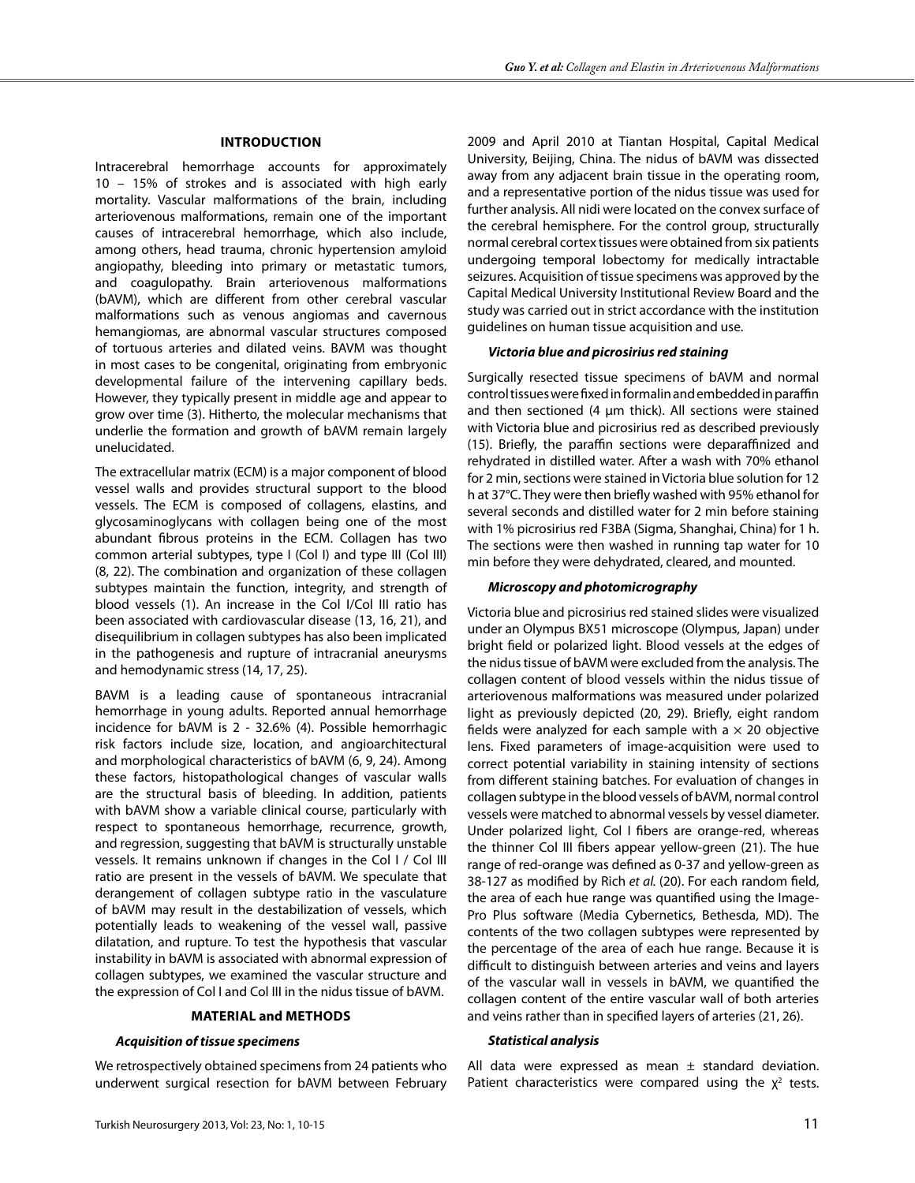## INTRODUCTION

Intracerebral hemorrhage accounts for approximately 10 – 15% of strokes and is associated with high early mortality. Vascular malformations of the brain, including arteriovenous malformations, remain one of the important causes of intracerebral hemorrhage, which also include, among others, head trauma, chronic hypertension amyloid angiopathy, bleeding into primary or metastatic tumors, and coagulopathy. Brain arteriovenous malformations (bAVM), which are different from other cerebral vascular malformations such as venous angiomas and cavernous hemangiomas, are abnormal vascular structures composed of tortuous arteries and dilated veins. BAVM was thought in most cases to be congenital, originating from embryonic developmental failure of the intervening capillary beds. However, they typically present in middle age and appear to grow over time (3). Hitherto, the molecular mechanisms that underlie the formation and growth of bAVM remain largely unelucidated.

The extracellular matrix (ECM) is a major component of blood vessel walls and provides structural support to the blood vessels. The ECM is composed of collagens, elastins, and glycosaminoglycans with collagen being one of the most abundant fibrous proteins in the ECM. Collagen has two common arterial subtypes, type I (Col I) and type III (Col III) (8, 22). The combination and organization of these collagen subtypes maintain the function, integrity, and strength of blood vessels (1). An increase in the Col I/Col III ratio has been associated with cardiovascular disease (13, 16, 21), and disequilibrium in collagen subtypes has also been implicated in the pathogenesis and rupture of intracranial aneurysms and hemodynamic stress (14, 17, 25).

BAVM is a leading cause of spontaneous intracranial hemorrhage in young adults. Reported annual hemorrhage incidence for bAVM is 2 - 32.6% (4). Possible hemorrhagic risk factors include size, location, and angioarchitectural and morphological characteristics of bAVM (6, 9, 24). Among these factors, histopathological changes of vascular walls are the structural basis of bleeding. In addition, patients with bAVM show a variable clinical course, particularly with respect to spontaneous hemorrhage, recurrence, growth, and regression, suggesting that bAVM is structurally unstable vessels. It remains unknown if changes in the Col I / Col III ratio are present in the vessels of bAVM. We speculate that derangement of collagen subtype ratio in the vasculature of bAVM may result in the destabilization of vessels, which potentially leads to weakening of the vessel wall, passive dilatation, and rupture. To test the hypothesis that vascular instability in bAVM is associated with abnormal expression of collagen subtypes, we examined the vascular structure and the expression of Col I and Col III in the nidus tissue of bAVM.

## MATERIAL and METHODS

### *Acquisition of tissue specimens*

We retrospectively obtained specimens from 24 patients who underwent surgical resection for bAVM between February 2009 and April 2010 at Tiantan Hospital, Capital Medical University, Beijing, China. The nidus of bAVM was dissected away from any adjacent brain tissue in the operating room, and a representative portion of the nidus tissue was used for further analysis. All nidi were located on the convex surface of the cerebral hemisphere. For the control group, structurally normal cerebral cortex tissues were obtained from six patients undergoing temporal lobectomy for medically intractable seizures. Acquisition of tissue specimens was approved by the Capital Medical University Institutional Review Board and the study was carried out in strict accordance with the institution guidelines on human tissue acquisition and use.

### *Victoria blue and picrosirius red staining*

Surgically resected tissue specimens of bAVM and normal control tissues were fixed in formalin and embedded in paraffin and then sectioned (4 μm thick). All sections were stained with Victoria blue and picrosirius red as described previously (15). Briefly, the paraffin sections were deparaffinized and rehydrated in distilled water. After a wash with 70% ethanol for 2 min, sections were stained in Victoria blue solution for 12 h at 37°C. They were then briefly washed with 95% ethanol for several seconds and distilled water for 2 min before staining with 1% picrosirius red F3BA (Sigma, Shanghai, China) for 1 h. The sections were then washed in running tap water for 10 min before they were dehydrated, cleared, and mounted.

### *Microscopy and photomicrography*

Victoria blue and picrosirius red stained slides were visualized under an Olympus BX51 microscope (Olympus, Japan) under bright field or polarized light. Blood vessels at the edges of the nidus tissue of bAVM were excluded from the analysis. The collagen content of blood vessels within the nidus tissue of arteriovenous malformations was measured under polarized light as previously depicted (20, 29). Briefly, eight random fields were analyzed for each sample with a × 20 objective lens. Fixed parameters of image-acquisition were used to correct potential variability in staining intensity of sections from different staining batches. For evaluation of changes in collagen subtype in the blood vessels of bAVM, normal control vessels were matched to abnormal vessels by vessel diameter. Under polarized light, Col I fibers are orange-red, whereas the thinner Col III fibers appear yellow-green (21). The hue range of red-orange was defined as 0-37 and yellow-green as 38-127 as modified by Rich *et al.* (20). For each random field, the area of each hue range was quantified using the Image-Pro Plus software (Media Cybernetics, Bethesda, MD). The contents of the two collagen subtypes were represented by the percentage of the area of each hue range. Because it is difficult to distinguish between arteries and veins and layers of the vascular wall in vessels in bAVM, we quantified the collagen content of the entire vascular wall of both arteries and veins rather than in specified layers of arteries (21, 26).

### *Statistical analysis*

All data were expressed as mean ± standard deviation. Patient characteristics were compared using the $\chi^2$ tests.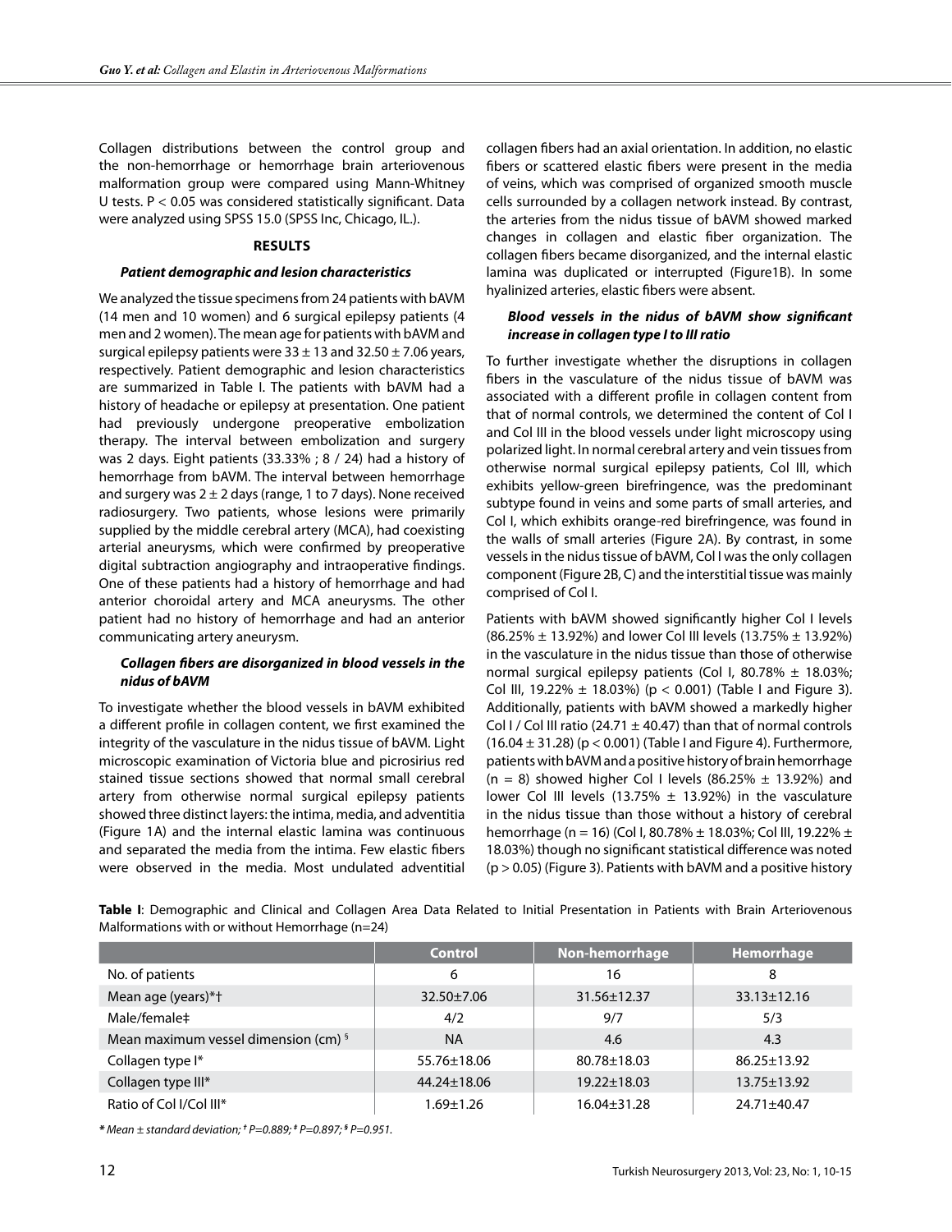Collagen distributions between the control group and the non-hemorrhage or hemorrhage brain arteriovenous malformation group were compared using Mann-Whitney U tests. $P < 0.05$ was considered statistically significant. Data were analyzed using SPSS 15.0 (SPSS Inc, Chicago, IL.).

## RESULTS

### *Patient demographic and lesion characteristics*

We analyzed the tissue specimens from 24 patients with bAVM (14 men and 10 women) and 6 surgical epilepsy patients (4 men and 2 women). The mean age for patients with bAVM and surgical epilepsy patients were 33 ± 13 and 32.50 ± 7.06 years, respectively. Patient demographic and lesion characteristics are summarized in Table I. The patients with bAVM had a history of headache or epilepsy at presentation. One patient had previously undergone preoperative embolization therapy. The interval between embolization and surgery was 2 days. Eight patients (33.33% ; 8 / 24) had a history of hemorrhage from bAVM. The interval between hemorrhage and surgery was 2 ± 2 days (range, 1 to 7 days). None received radiosurgery. Two patients, whose lesions were primarily supplied by the middle cerebral artery (MCA), had coexisting arterial aneurysms, which were confirmed by preoperative digital subtraction angiography and intraoperative findings. One of these patients had a history of hemorrhage and had anterior choroidal artery and MCA aneurysms. The other patient had no history of hemorrhage and had an anterior communicating artery aneurysm.

### *Collagen fibers are disorganized in blood vessels in the nidus of bAVM*

To investigate whether the blood vessels in bAVM exhibited a different profile in collagen content, we first examined the integrity of the vasculature in the nidus tissue of bAVM. Light microscopic examination of Victoria blue and picrosirius red stained tissue sections showed that normal small cerebral artery from otherwise normal surgical epilepsy patients showed three distinct layers: the intima, media, and adventitia (Figure 1A) and the internal elastic lamina was continuous and separated the media from the intima. Few elastic fibers were observed in the media. Most undulated adventitial collagen fibers had an axial orientation. In addition, no elastic fibers or scattered elastic fibers were present in the media of veins, which was comprised of organized smooth muscle cells surrounded by a collagen network instead. By contrast, the arteries from the nidus tissue of bAVM showed marked changes in collagen and elastic fiber organization. The collagen fibers became disorganized, and the internal elastic lamina was duplicated or interrupted (Figure1B). In some hyalinized arteries, elastic fibers were absent.

### *Blood vessels in the nidus of bAVM show significant increase in collagen type I to III ratio*

To further investigate whether the disruptions in collagen fibers in the vasculature of the nidus tissue of bAVM was associated with a different profile in collagen content from that of normal controls, we determined the content of Col I and Col III in the blood vessels under light microscopy using polarized light. In normal cerebral artery and vein tissues from otherwise normal surgical epilepsy patients, Col III, which exhibits yellow-green birefringence, was the predominant subtype found in veins and some parts of small arteries, and Col I, which exhibits orange-red birefringence, was found in the walls of small arteries (Figure 2A). By contrast, in some vessels in the nidus tissue of bAVM, Col I was the only collagen component (Figure 2B, C) and the interstitial tissue was mainly comprised of Col I.

Patients with bAVM showed significantly higher Col I levels (86.25% ± 13.92%) and lower Col III levels (13.75% ± 13.92%) in the vasculature in the nidus tissue than those of otherwise normal surgical epilepsy patients (Col I, 80.78% ± 18.03%; Col III, 19.22% ± 18.03%) ($p < 0.001$) (Table I and Figure 3). Additionally, patients with bAVM showed a markedly higher Col I / Col III ratio (24.71 ± 40.47) than that of normal controls (16.04 ± 31.28) ($p < 0.001$) (Table I and Figure 4). Furthermore, patients with bAVM and a positive history of brain hemorrhage (n = 8) showed higher Col I levels (86.25% ± 13.92%) and lower Col III levels (13.75% ± 13.92%) in the vasculature in the nidus tissue than those without a history of cerebral hemorrhage (n = 16) (Col I, 80.78% ± 18.03%; Col III, 19.22% ± 18.03%) though no significant statistical difference was noted ($p > 0.05$) (Figure 3). Patients with bAVM and a positive history

**Table I**: Demographic and Clinical and Collagen Area Data Related to Initial Presentation in Patients with Brain Arteriovenous Malformations with or without Hemorrhage (n=24)

| | Control | Non-hemorrhage | Hemorrhage |
|---|---|---|---|
| No. of patients | 6 | 16 | 8 |
| Mean age (years)*† | 32.50±7.06 | 31.56±12.37 | 33.13±12.16 |
| Male/female‡ | 4/2 | 9/7 | 5/3 |
| Mean maximum vessel dimension (cm) § | NA | 4.6 | 4.3 |
| Collagen type I* | 55.76±18.06 | 80.78±18.03 | 86.25±13.92 |
| Collagen type III* | 44.24±18.06 | 19.22±18.03 | 13.75±13.92 |
| Ratio of Col I/Col III* | 1.69±1.26 | 16.04±31.28 | 24.71±40.47 |

*\* Mean ± standard deviation; † P=0.889; ‡ P=0.897; § P=0.951.*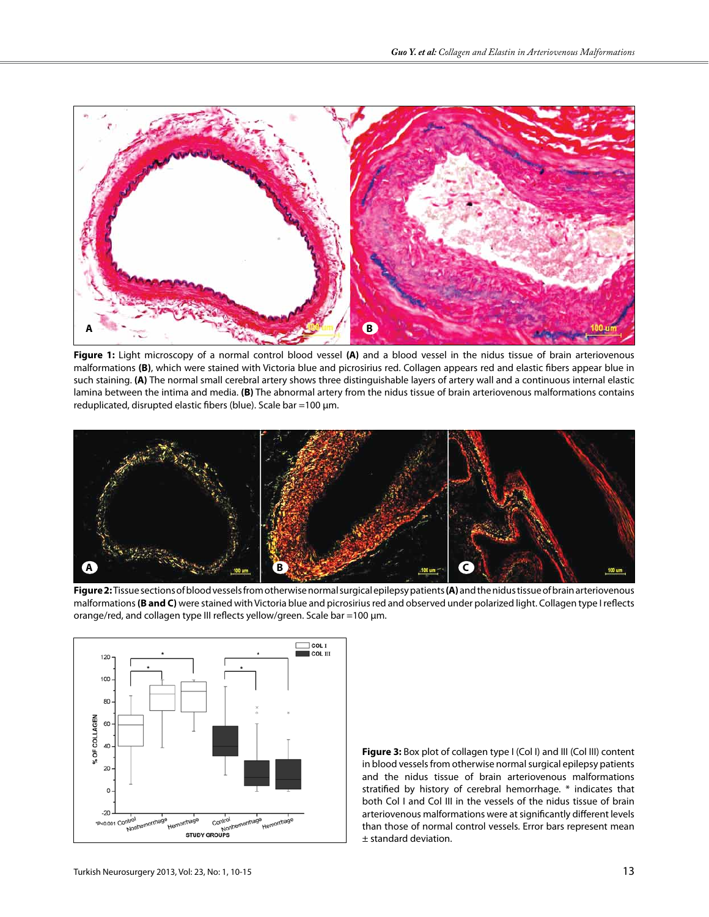**Figure 1:** Light microscopy of a normal control blood vessel **(A)** and a blood vessel in the nidus tissue of brain arteriovenous malformations **(B)**, which were stained with Victoria blue and picrosirius red. Collagen appears red and elastic fibers appear blue in such staining. **(A)** The normal small cerebral artery shows three distinguishable layers of artery wall and a continuous internal elastic lamina between the intima and media. **(B)** The abnormal artery from the nidus tissue of brain arteriovenous malformations contains reduplicated, disrupted elastic fibers (blue). Scale bar =100 μm.

**Figure 2:** Tissue sections of blood vessels from otherwise normal surgical epilepsy patients **(A)** and the nidus tissue of brain arteriovenous malformations **(B and C)** were stained with Victoria blue and picrosirius red and observed under polarized light. Collagen type I reflects orange/red, and collagen type III reflects yellow/green. Scale bar =100 μm.

**Figure 3:** Box plot of collagen type I (Col I) and III (Col III) content in blood vessels from otherwise normal surgical epilepsy patients and the nidus tissue of brain arteriovenous malformations stratified by history of cerebral hemorrhage. * indicates that both Col I and Col III in the vessels of the nidus tissue of brain arteriovenous malformations were at significantly different levels than those of normal control vessels. Error bars represent mean ± standard deviation.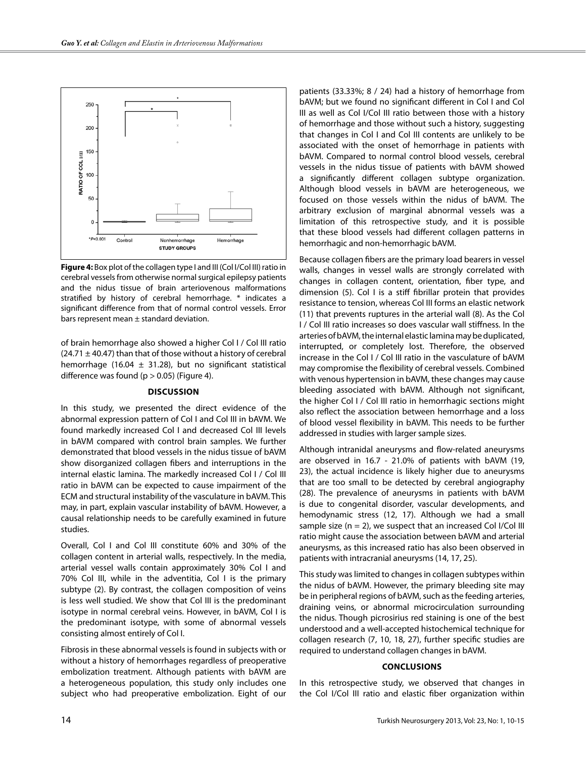**Figure 4:** Box plot of the collagen type I and III (Col I/Col III) ratio in cerebral vessels from otherwise normal surgical epilepsy patients and the nidus tissue of brain arteriovenous malformations stratified by history of cerebral hemorrhage. * indicates a significant difference from that of normal control vessels. Error bars represent mean ± standard deviation.

of brain hemorrhage also showed a higher Col I / Col III ratio (24.71 ± 40.47) than that of those without a history of cerebral hemorrhage (16.04 ± 31.28), but no significant statistical difference was found ($p > 0.05$) (Figure 4).

## DISCUSSION

In this study, we presented the direct evidence of the abnormal expression pattern of Col I and Col III in bAVM. We found markedly increased Col I and decreased Col III levels in bAVM compared with control brain samples. We further demonstrated that blood vessels in the nidus tissue of bAVM show disorganized collagen fibers and interruptions in the internal elastic lamina. The markedly increased Col I / Col III ratio in bAVM can be expected to cause impairment of the ECM and structural instability of the vasculature in bAVM. This may, in part, explain vascular instability of bAVM. However, a causal relationship needs to be carefully examined in future studies.

Overall, Col I and Col III constitute 60% and 30% of the collagen content in arterial walls, respectively. In the media, arterial vessel walls contain approximately 30% Col I and 70% Col III, while in the adventitia, Col I is the primary subtype (2). By contrast, the collagen composition of veins is less well studied. We show that Col III is the predominant isotype in normal cerebral veins. However, in bAVM, Col I is the predominant isotype, with some of abnormal vessels consisting almost entirely of Col I.

Fibrosis in these abnormal vessels is found in subjects with or without a history of hemorrhages regardless of preoperative embolization treatment. Although patients with bAVM are a heterogeneous population, this study only includes one subject who had preoperative embolization. Eight of our patients (33.33%; 8 / 24) had a history of hemorrhage from bAVM; but we found no significant different in Col I and Col III as well as Col I/Col III ratio between those with a history of hemorrhage and those without such a history, suggesting that changes in Col I and Col III contents are unlikely to be associated with the onset of hemorrhage in patients with bAVM. Compared to normal control blood vessels, cerebral vessels in the nidus tissue of patients with bAVM showed a significantly different collagen subtype organization. Although blood vessels in bAVM are heterogeneous, we focused on those vessels within the nidus of bAVM. The arbitrary exclusion of marginal abnormal vessels was a limitation of this retrospective study, and it is possible that these blood vessels had different collagen patterns in hemorrhagic and non-hemorrhagic bAVM.

Because collagen fibers are the primary load bearers in vessel walls, changes in vessel walls are strongly correlated with changes in collagen content, orientation, fiber type, and dimension (5). Col I is a stiff fibrillar protein that provides resistance to tension, whereas Col III forms an elastic network (11) that prevents ruptures in the arterial wall (8). As the Col I / Col III ratio increases so does vascular wall stiffness. In the arteries of bAVM, the internal elastic lamina may be duplicated, interrupted, or completely lost. Therefore, the observed increase in the Col I / Col III ratio in the vasculature of bAVM may compromise the flexibility of cerebral vessels. Combined with venous hypertension in bAVM, these changes may cause bleeding associated with bAVM. Although not significant, the higher Col I / Col III ratio in hemorrhagic sections might also reflect the association between hemorrhage and a loss of blood vessel flexibility in bAVM. This needs to be further addressed in studies with larger sample sizes.

Although intranidal aneurysms and flow-related aneurysms are observed in 16.7 - 21.0% of patients with bAVM (19, 23), the actual incidence is likely higher due to aneurysms that are too small to be detected by cerebral angiography (28). The prevalence of aneurysms in patients with bAVM is due to congenital disorder, vascular developments, and hemodynamic stress (12, 17). Although we had a small sample size ($n = 2$), we suspect that an increased Col I/Col III ratio might cause the association between bAVM and arterial aneurysms, as this increased ratio has also been observed in patients with intracranial aneurysms (14, 17, 25).

This study was limited to changes in collagen subtypes within the nidus of bAVM. However, the primary bleeding site may be in peripheral regions of bAVM, such as the feeding arteries, draining veins, or abnormal microcirculation surrounding the nidus. Though picrosirius red staining is one of the best understood and a well-accepted histochemical technique for collagen research (7, 10, 18, 27), further specific studies are required to understand collagen changes in bAVM.

## CONCLUSIONS

In this retrospective study, we observed that changes in the Col I/Col III ratio and elastic fiber organization within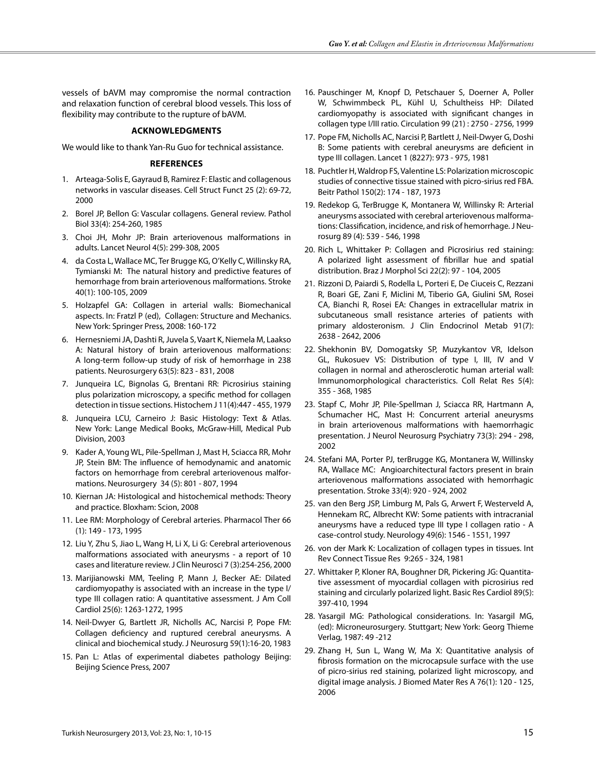vessels of bAVM may compromise the normal contraction and relaxation function of cerebral blood vessels. This loss of flexibility may contribute to the rupture of bAVM.

## ACKNOWLEDGMENTS

We would like to thank Yan-Ru Guo for technical assistance.

## REFERENCES

1. Arteaga-Solis E, Gayraud B, Ramirez F: Elastic and collagenous networks in vascular diseases. Cell Struct Funct 25 (2): 69-72, 2000
2. Borel JP, Bellon G: Vascular collagens. General review. Pathol Biol 33(4): 254-260, 1985
3. Choi JH, Mohr JP: Brain arteriovenous malformations in adults. Lancet Neurol 4(5): 299-308, 2005
4. da Costa L, Wallace MC, Ter Brugge KG, O'Kelly C, Willinsky RA, Tymianski M: The natural history and predictive features of hemorrhage from brain arteriovenous malformations. Stroke 40(1): 100-105, 2009
5. Holzapfel GA: Collagen in arterial walls: Biomechanical aspects. In: Fratzl P (ed), Collagen: Structure and Mechanics. New York: Springer Press, 2008: 160-172
6. Hernesniemi JA, Dashti R, Juvela S, Vaart K, Niemela M, Laakso A: Natural history of brain arteriovenous malformations: A long-term follow-up study of risk of hemorrhage in 238 patients. Neurosurgery 63(5): 823 - 831, 2008
7. Junqueira LC, Bignolas G, Brentani RR: Picrosirius staining plus polarization microscopy, a specific method for collagen detection in tissue sections. Histochem J 11(4):447 - 455, 1979
8. Junqueira LCU, Carneiro J: Basic Histology: Text & Atlas. New York: Lange Medical Books, McGraw-Hill, Medical Pub Division, 2003
9. Kader A, Young WL, Pile-Spellman J, Mast H, Sciacca RR, Mohr JP, Stein BM: The influence of hemodynamic and anatomic factors on hemorrhage from cerebral arteriovenous malformations. Neurosurgery 34 (5): 801 - 807, 1994
10. Kiernan JA: Histological and histochemical methods: Theory and practice. Bloxham: Scion, 2008
11. Lee RM: Morphology of Cerebral arteries. Pharmacol Ther 66 (1): 149 - 173, 1995
12. Liu Y, Zhu S, Jiao L, Wang H, Li X, Li G: Cerebral arteriovenous malformations associated with aneurysms - a report of 10 cases and literature review. J Clin Neurosci 7 (3):254-256, 2000
13. Marijianowski MM, Teeling P, Mann J, Becker AE: Dilated cardiomyopathy is associated with an increase in the type I/type III collagen ratio: A quantitative assessment. J Am Coll Cardiol 25(6): 1263-1272, 1995
14. Neil-Dwyer G, Bartlett JR, Nicholls AC, Narcisi P, Pope FM: Collagen deficiency and ruptured cerebral aneurysms. A clinical and biochemical study. J Neurosurg 59(1):16-20, 1983
15. Pan L: Atlas of experimental diabetes pathology Beijing: Beijing Science Press, 2007
16. Pauschinger M, Knopf D, Petschauer S, Doerner A, Poller W, Schwimmbeck PL, Kühl U, Schultheiss HP: Dilated cardiomyopathy is associated with significant changes in collagen type I/III ratio. Circulation 99 (21) : 2750 - 2756, 1999
17. Pope FM, Nicholls AC, Narcisi P, Bartlett J, Neil-Dwyer G, Doshi B: Some patients with cerebral aneurysms are deficient in type III collagen. Lancet 1 (8227): 973 - 975, 1981
18. Puchtler H, Waldrop FS, Valentine LS: Polarization microscopic studies of connective tissue stained with picro-sirius red FBA. Beitr Pathol 150(2): 174 - 187, 1973
19. Redekop G, TerBrugge K, Montanera W, Willinsky R: Arterial aneurysms associated with cerebral arteriovenous malformations: Classification, incidence, and risk of hemorrhage. J Neurosurg 89 (4): 539 - 546, 1998
20. Rich L, Whittaker P: Collagen and Picrosirius red staining: A polarized light assessment of fibrillar hue and spatial distribution. Braz J Morphol Sci 22(2): 97 - 104, 2005
21. Rizzoni D, Paiardi S, Rodella L, Porteri E, De Ciuceis C, Rezzani R, Boari GE, Zani F, Miclini M, Tiberio GA, Giulini SM, Rosei CA, Bianchi R, Rosei EA: Changes in extracellular matrix in subcutaneous small resistance arteries of patients with primary aldosteronism. J Clin Endocrinol Metab 91(7): 2638 - 2642, 2006
22. Shekhonin BV, Domogatsky SP, Muzykantov VR, Idelson GL, Rukosuev VS: Distribution of type I, III, IV and V collagen in normal and atherosclerotic human arterial wall: Immunomorphological characteristics. Coll Relat Res 5(4): 355 - 368, 1985
23. Stapf C, Mohr JP, Pile-Spellman J, Sciacca RR, Hartmann A, Schumacher HC, Mast H: Concurrent arterial aneurysms in brain arteriovenous malformations with haemorrhagic presentation. J Neurol Neurosurg Psychiatry 73(3): 294 - 298, 2002
24. Stefani MA, Porter PJ, terBrugge KG, Montanera W, Willinsky RA, Wallace MC: Angioarchitectural factors present in brain arteriovenous malformations associated with hemorrhagic presentation. Stroke 33(4): 920 - 924, 2002
25. van den Berg JSP, Limburg M, Pals G, Arwert F, Westerveld A, Hennekam RC, Albrecht KW: Some patients with intracranial aneurysms have a reduced type III type I collagen ratio - A case-control study. Neurology 49(6): 1546 - 1551, 1997
26. von der Mark K: Localization of collagen types in tissues. Int Rev Connect Tissue Res 9:265 - 324, 1981
27. Whittaker P, Kloner RA, Boughner DR, Pickering JG: Quantitative assessment of myocardial collagen with picrosirius red staining and circularly polarized light. Basic Res Cardiol 89(5): 397-410, 1994
28. Yasargil MG: Pathological considerations. In: Yasargil MG, (ed): Microneurosurgery. Stuttgart; New York: Georg Thieme Verlag, 1987: 49 -212
29. Zhang H, Sun L, Wang W, Ma X: Quantitative analysis of fibrosis formation on the microcapsule surface with the use of picro-sirius red staining, polarized light microscopy, and digital image analysis. J Biomed Mater Res A 76(1): 120 - 125, 2006